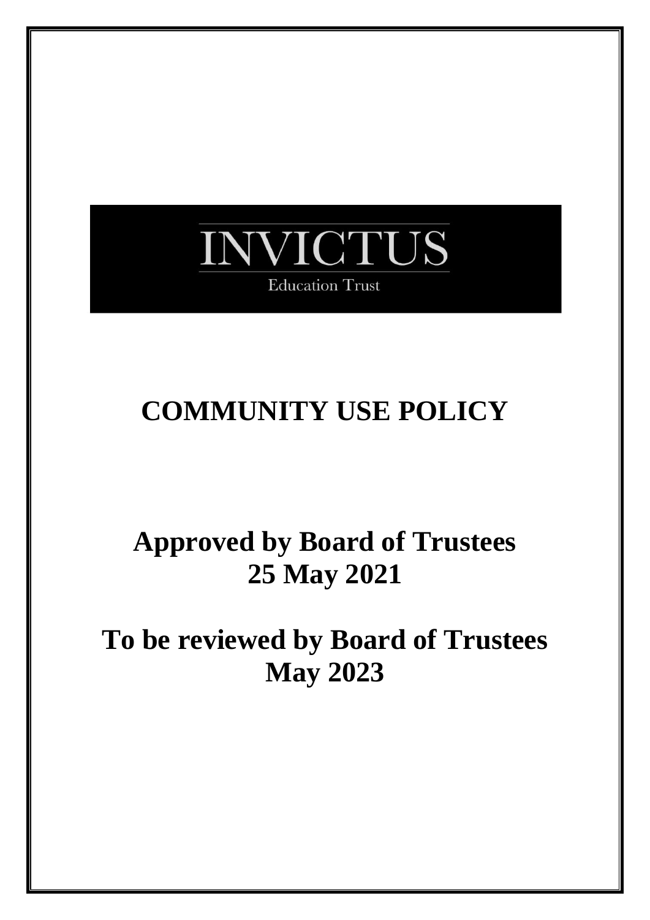INVICTUS

Education Trust

# COMMUNITY USE POLICY

## Approved by Board of Trustees 25 May 2021

## To be reviewed by Board of Trustees May 2023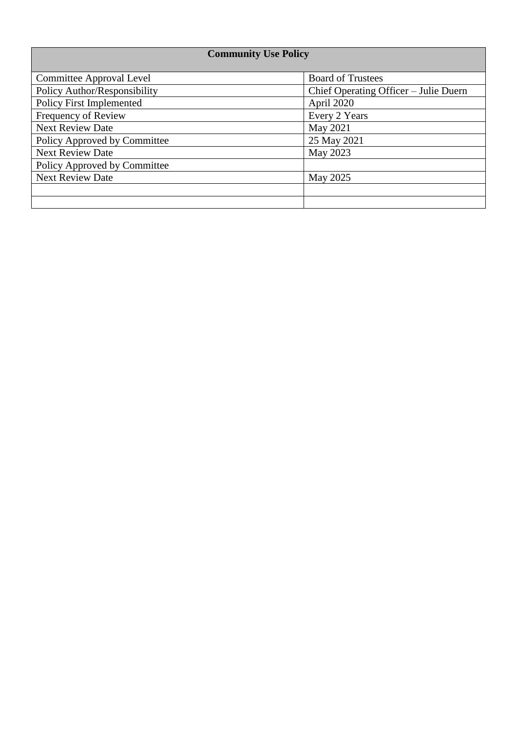| Community Use Policy | |
|---|---|
| Committee Approval Level | Board of Trustees |
| Policy Author/Responsibility | Chief Operating Officer – Julie Duern |
| Policy First Implemented | April 2020 |
| Frequency of Review | Every 2 Years |
| Next Review Date | May 2021 |
| Policy Approved by Committee | 25 May 2021 |
| Next Review Date | May 2023 |
| Policy Approved by Committee | |
| Next Review Date | May 2025 |
| | |
| | |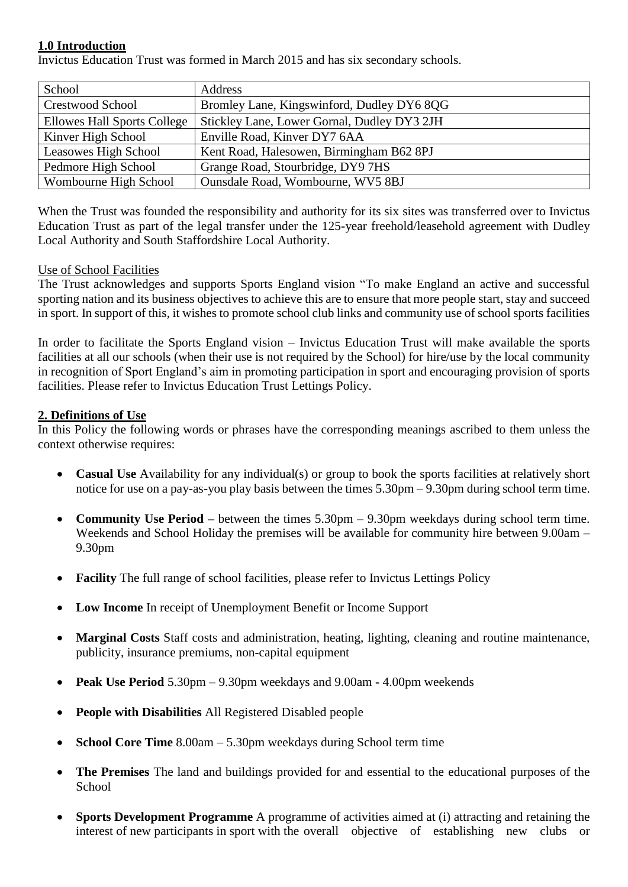## 1.0 Introduction

Invictus Education Trust was formed in March 2015 and has six secondary schools.

| School | Address |
|---|---|
| Crestwood School | Bromley Lane, Kingswinford, Dudley DY6 8QG |
| Ellowes Hall Sports College | Stickley Lane, Lower Gornal, Dudley DY3 2JH |
| Kinver High School | Enville Road, Kinver DY7 6AA |
| Leasowes High School | Kent Road, Halesowen, Birmingham B62 8PJ |
| Pedmore High School | Grange Road, Stourbridge, DY9 7HS |
| Wombourne High School | Ounsdale Road, Wombourne, WV5 8BJ |

When the Trust was founded the responsibility and authority for its six sites was transferred over to Invictus Education Trust as part of the legal transfer under the 125-year freehold/leasehold agreement with Dudley Local Authority and South Staffordshire Local Authority.

Use of School Facilities

The Trust acknowledges and supports Sports England vision "To make England an active and successful sporting nation and its business objectives to achieve this are to ensure that more people start, stay and succeed in sport. In support of this, it wishes to promote school club links and community use of school sports facilities

In order to facilitate the Sports England vision – Invictus Education Trust will make available the sports facilities at all our schools (when their use is not required by the School) for hire/use by the local community in recognition of Sport England's aim in promoting participation in sport and encouraging provision of sports facilities. Please refer to Invictus Education Trust Lettings Policy.

## 2. Definitions of Use

In this Policy the following words or phrases have the corresponding meanings ascribed to them unless the context otherwise requires:

- **Casual Use** Availability for any individual(s) or group to book the sports facilities at relatively short notice for use on a pay-as-you play basis between the times 5.30pm – 9.30pm during school term time.
- **Community Use Period –** between the times 5.30pm – 9.30pm weekdays during school term time. Weekends and School Holiday the premises will be available for community hire between 9.00am – 9.30pm
- **Facility** The full range of school facilities, please refer to Invictus Lettings Policy
- **Low Income** In receipt of Unemployment Benefit or Income Support
- **Marginal Costs** Staff costs and administration, heating, lighting, cleaning and routine maintenance, publicity, insurance premiums, non-capital equipment
- **Peak Use Period** 5.30pm – 9.30pm weekdays and 9.00am - 4.00pm weekends
- **People with Disabilities** All Registered Disabled people
- **School Core Time** 8.00am – 5.30pm weekdays during School term time
- **The Premises** The land and buildings provided for and essential to the educational purposes of the School
- **Sports Development Programme** A programme of activities aimed at (i) attracting and retaining the interest of new participants in sport with the overall objective of establishing new clubs or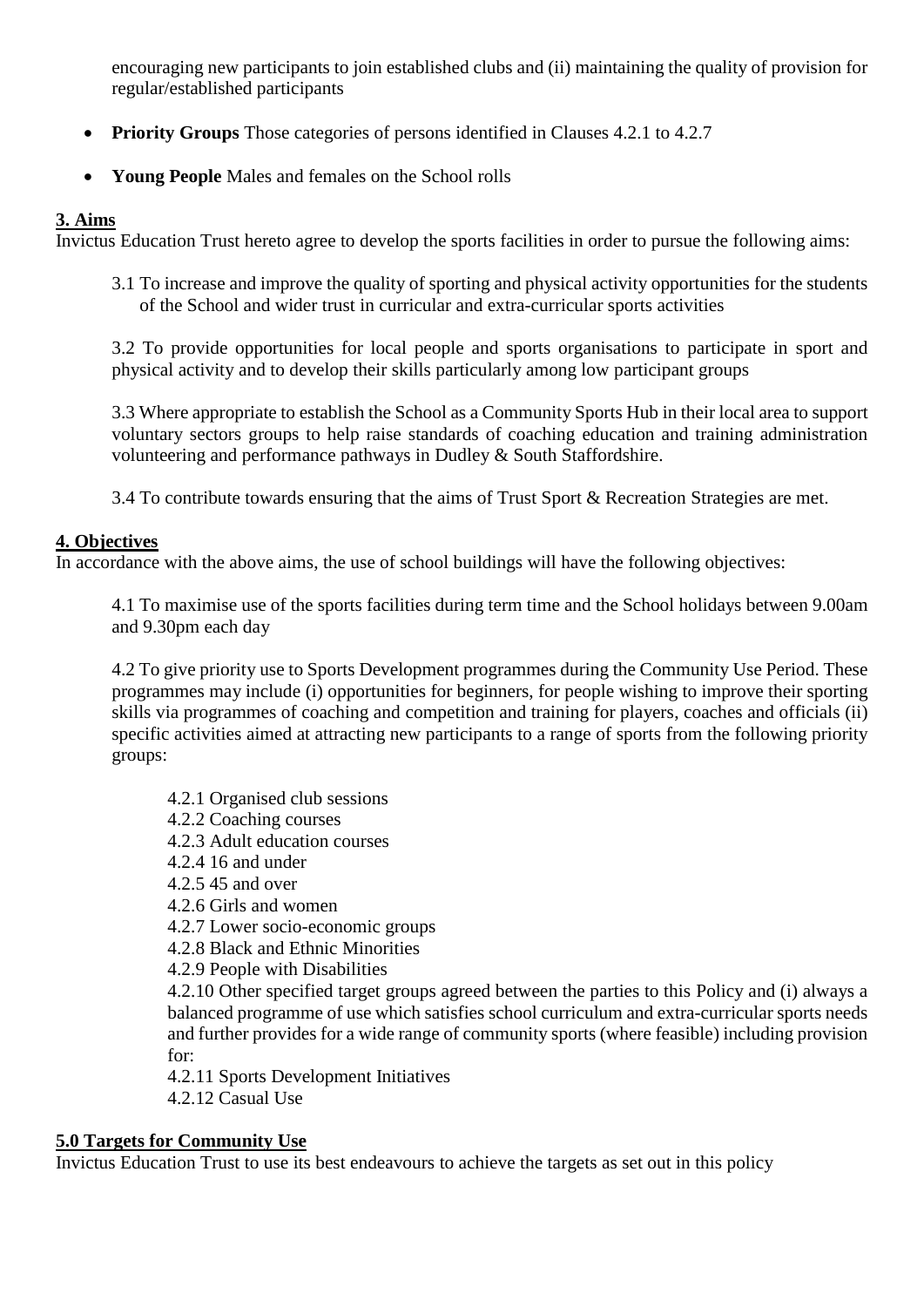encouraging new participants to join established clubs and (ii) maintaining the quality of provision for regular/established participants

- **Priority Groups** Those categories of persons identified in Clauses 4.2.1 to 4.2.7
- **Young People** Males and females on the School rolls

## 3. Aims

Invictus Education Trust hereto agree to develop the sports facilities in order to pursue the following aims:

3.1 To increase and improve the quality of sporting and physical activity opportunities for the students of the School and wider trust in curricular and extra-curricular sports activities

3.2 To provide opportunities for local people and sports organisations to participate in sport and physical activity and to develop their skills particularly among low participant groups

3.3 Where appropriate to establish the School as a Community Sports Hub in their local area to support voluntary sectors groups to help raise standards of coaching education and training administration volunteering and performance pathways in Dudley & South Staffordshire.

3.4 To contribute towards ensuring that the aims of Trust Sport & Recreation Strategies are met.

## 4. Objectives

In accordance with the above aims, the use of school buildings will have the following objectives:

4.1 To maximise use of the sports facilities during term time and the School holidays between 9.00am and 9.30pm each day

4.2 To give priority use to Sports Development programmes during the Community Use Period. These programmes may include (i) opportunities for beginners, for people wishing to improve their sporting skills via programmes of coaching and competition and training for players, coaches and officials (ii) specific activities aimed at attracting new participants to a range of sports from the following priority groups:

4.2.1 Organised club sessions
4.2.2 Coaching courses
4.2.3 Adult education courses
4.2.4 16 and under
4.2.5 45 and over
4.2.6 Girls and women
4.2.7 Lower socio-economic groups
4.2.8 Black and Ethnic Minorities
4.2.9 People with Disabilities
4.2.10 Other specified target groups agreed between the parties to this Policy and (i) always a balanced programme of use which satisfies school curriculum and extra-curricular sports needs and further provides for a wide range of community sports (where feasible) including provision for:
4.2.11 Sports Development Initiatives
4.2.12 Casual Use

## 5.0 Targets for Community Use

Invictus Education Trust to use its best endeavours to achieve the targets as set out in this policy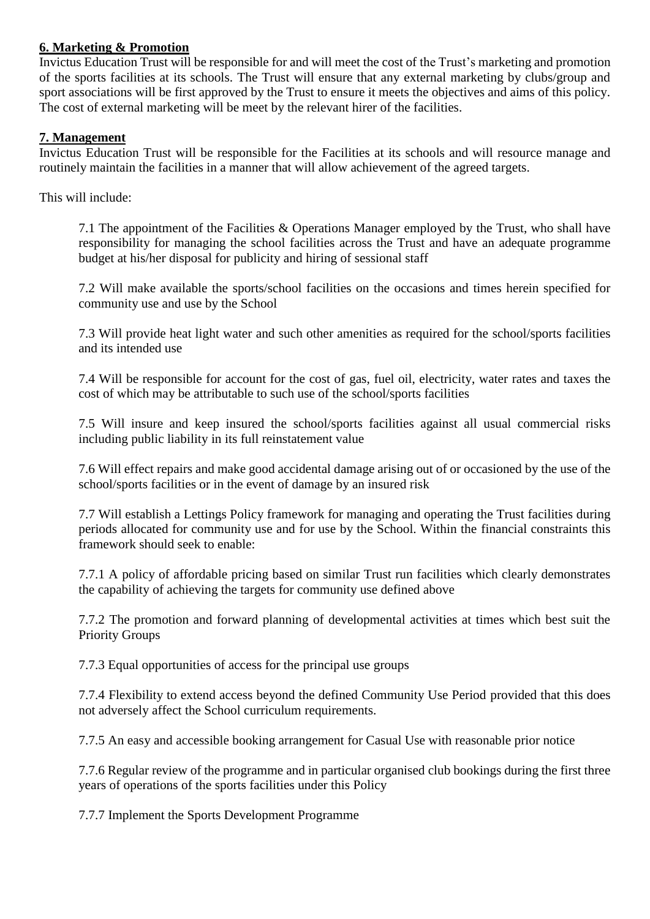**6. Marketing & Promotion**

Invictus Education Trust will be responsible for and will meet the cost of the Trust's marketing and promotion of the sports facilities at its schools. The Trust will ensure that any external marketing by clubs/group and sport associations will be first approved by the Trust to ensure it meets the objectives and aims of this policy. The cost of external marketing will be meet by the relevant hirer of the facilities.

**7. Management**

Invictus Education Trust will be responsible for the Facilities at its schools and will resource manage and routinely maintain the facilities in a manner that will allow achievement of the agreed targets.

This will include:

7.1 The appointment of the Facilities & Operations Manager employed by the Trust, who shall have responsibility for managing the school facilities across the Trust and have an adequate programme budget at his/her disposal for publicity and hiring of sessional staff

7.2 Will make available the sports/school facilities on the occasions and times herein specified for community use and use by the School

7.3 Will provide heat light water and such other amenities as required for the school/sports facilities and its intended use

7.4 Will be responsible for account for the cost of gas, fuel oil, electricity, water rates and taxes the cost of which may be attributable to such use of the school/sports facilities

7.5 Will insure and keep insured the school/sports facilities against all usual commercial risks including public liability in its full reinstatement value

7.6 Will effect repairs and make good accidental damage arising out of or occasioned by the use of the school/sports facilities or in the event of damage by an insured risk

7.7 Will establish a Lettings Policy framework for managing and operating the Trust facilities during periods allocated for community use and for use by the School. Within the financial constraints this framework should seek to enable:

7.7.1 A policy of affordable pricing based on similar Trust run facilities which clearly demonstrates the capability of achieving the targets for community use defined above

7.7.2 The promotion and forward planning of developmental activities at times which best suit the Priority Groups

7.7.3 Equal opportunities of access for the principal use groups

7.7.4 Flexibility to extend access beyond the defined Community Use Period provided that this does not adversely affect the School curriculum requirements.

7.7.5 An easy and accessible booking arrangement for Casual Use with reasonable prior notice

7.7.6 Regular review of the programme and in particular organised club bookings during the first three years of operations of the sports facilities under this Policy

7.7.7 Implement the Sports Development Programme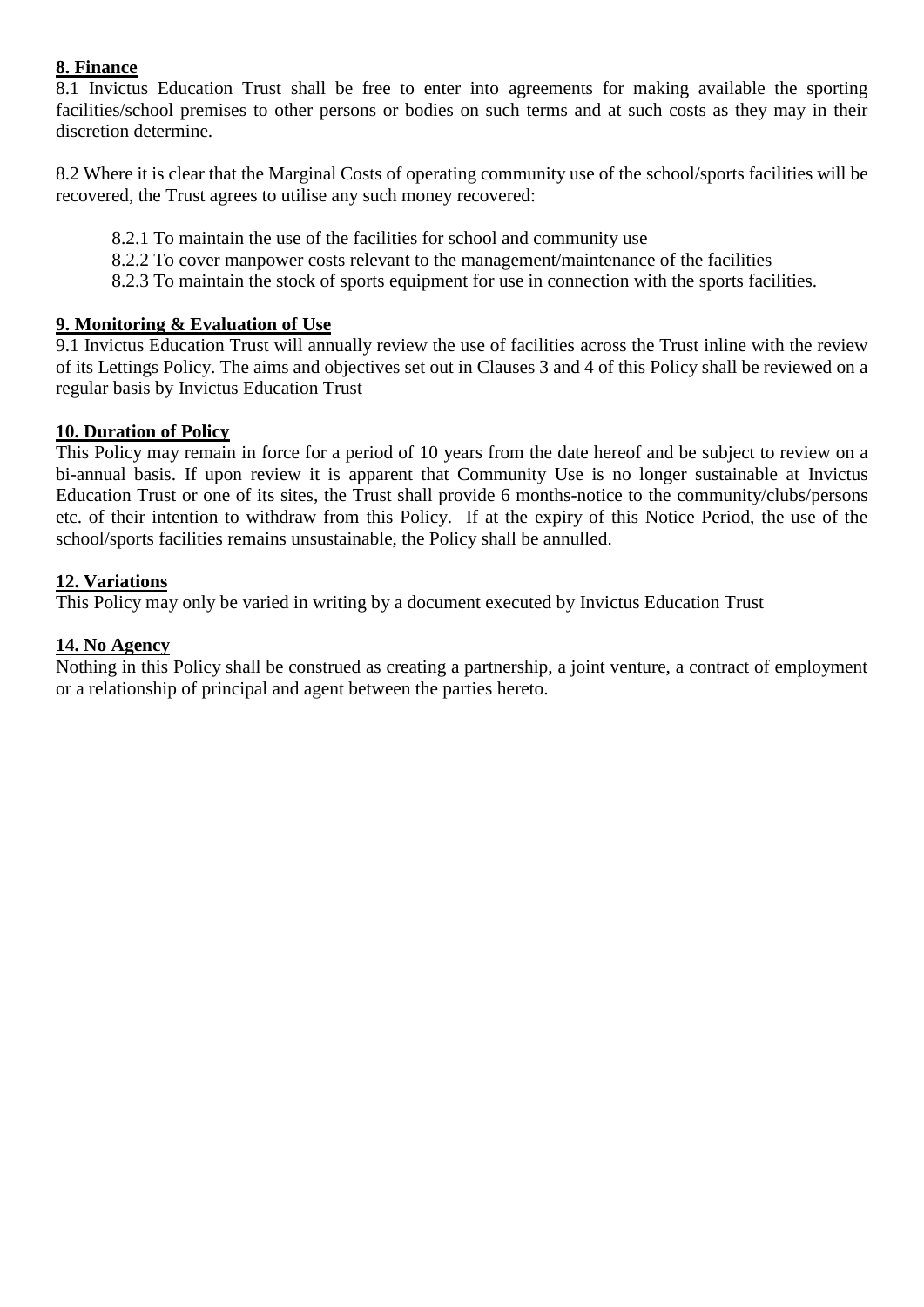## 8. Finance

8.1 Invictus Education Trust shall be free to enter into agreements for making available the sporting facilities/school premises to other persons or bodies on such terms and at such costs as they may in their discretion determine.

8.2 Where it is clear that the Marginal Costs of operating community use of the school/sports facilities will be recovered, the Trust agrees to utilise any such money recovered:

- 8.2.1 To maintain the use of the facilities for school and community use
- 8.2.2 To cover manpower costs relevant to the management/maintenance of the facilities
- 8.2.3 To maintain the stock of sports equipment for use in connection with the sports facilities.

## 9. Monitoring & Evaluation of Use

9.1 Invictus Education Trust will annually review the use of facilities across the Trust inline with the review of its Lettings Policy. The aims and objectives set out in Clauses 3 and 4 of this Policy shall be reviewed on a regular basis by Invictus Education Trust

## 10. Duration of Policy

This Policy may remain in force for a period of 10 years from the date hereof and be subject to review on a bi-annual basis. If upon review it is apparent that Community Use is no longer sustainable at Invictus Education Trust or one of its sites, the Trust shall provide 6 months-notice to the community/clubs/persons etc. of their intention to withdraw from this Policy. If at the expiry of this Notice Period, the use of the school/sports facilities remains unsustainable, the Policy shall be annulled.

## 12. Variations

This Policy may only be varied in writing by a document executed by Invictus Education Trust

## 14. No Agency

Nothing in this Policy shall be construed as creating a partnership, a joint venture, a contract of employment or a relationship of principal and agent between the parties hereto.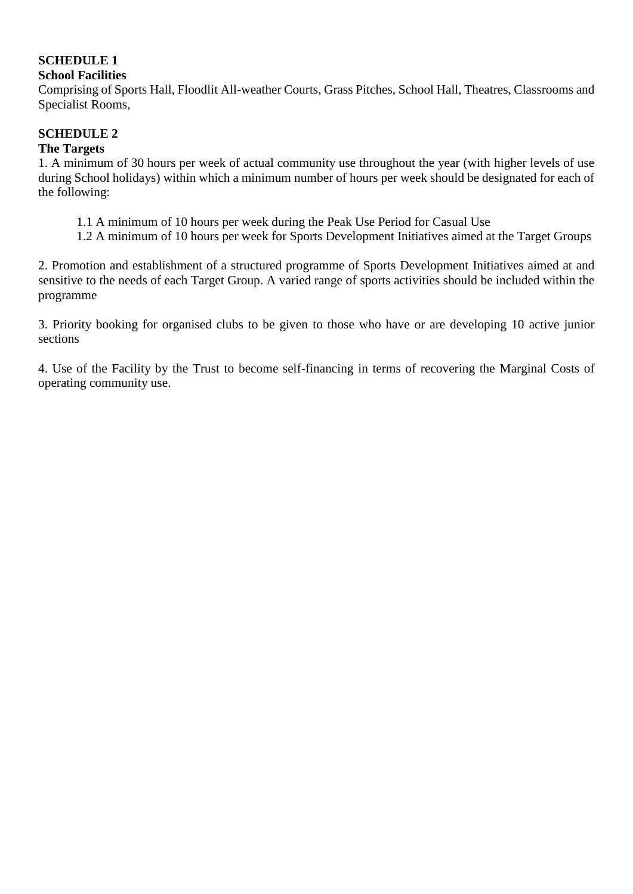**SCHEDULE 1**
**School Facilities**
Comprising of Sports Hall, Floodlit All-weather Courts, Grass Pitches, School Hall, Theatres, Classrooms and Specialist Rooms,

**SCHEDULE 2**
**The Targets**
1. A minimum of 30 hours per week of actual community use throughout the year (with higher levels of use during School holidays) within which a minimum number of hours per week should be designated for each of the following:

   1.1 A minimum of 10 hours per week during the Peak Use Period for Casual Use
   1.2 A minimum of 10 hours per week for Sports Development Initiatives aimed at the Target Groups

2. Promotion and establishment of a structured programme of Sports Development Initiatives aimed at and sensitive to the needs of each Target Group. A varied range of sports activities should be included within the programme

3. Priority booking for organised clubs to be given to those who have or are developing 10 active junior sections

4. Use of the Facility by the Trust to become self-financing in terms of recovering the Marginal Costs of operating community use.